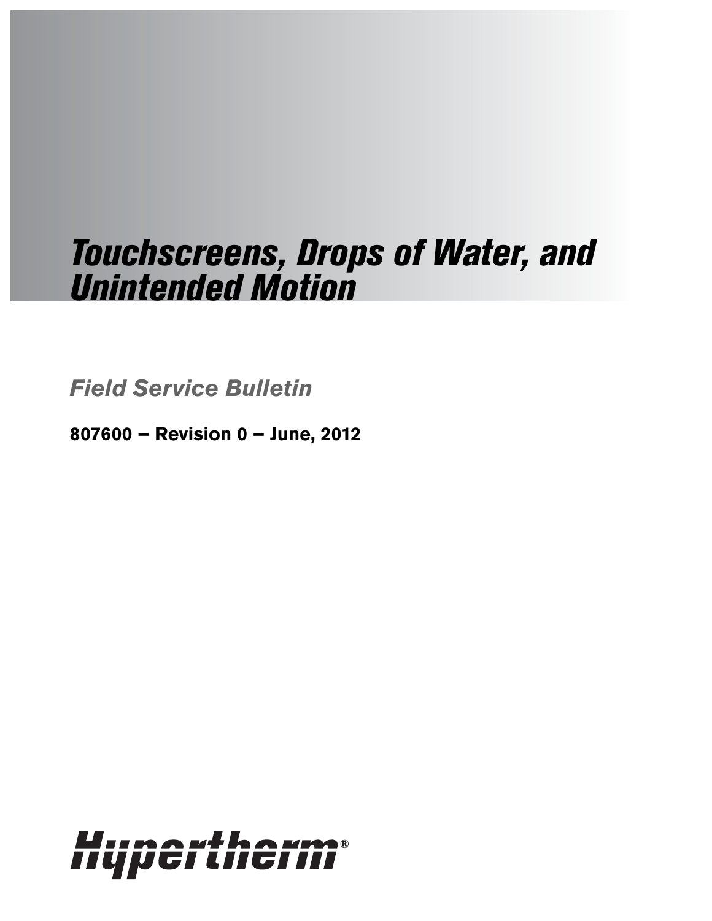# Touchscreens, Drops of Water, and Unintended Motion

*Field Service Bulletin*

**807600 – Revision 0 – June, 2012**

Hypertherm®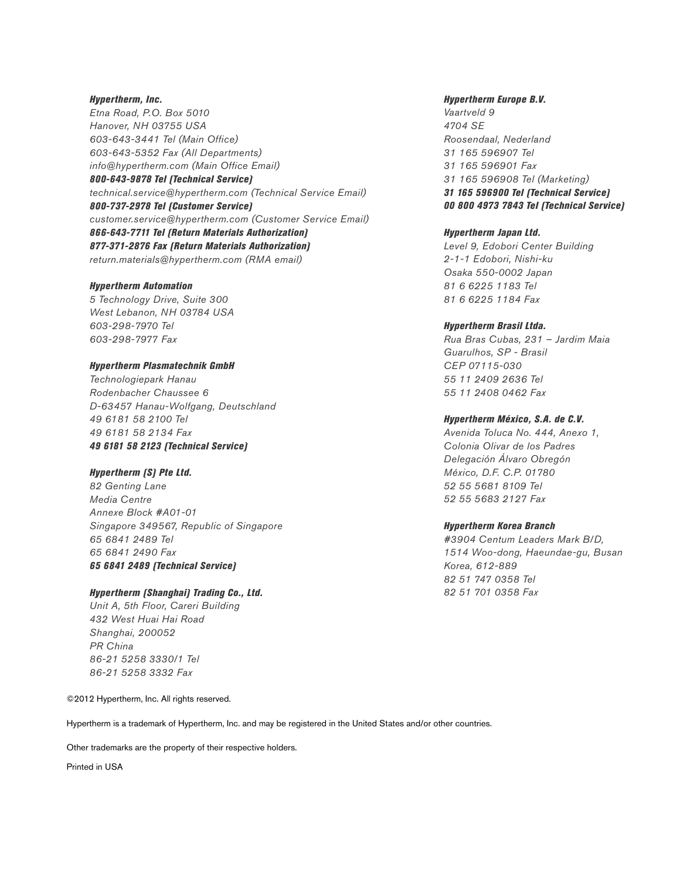**Hypertherm, Inc.**
*Etna Road, P.O. Box 5010*
*Hanover, NH 03755 USA*
*603-643-3441 Tel (Main Office)*
*603-643-5352 Fax (All Departments)*
*info@hypertherm.com (Main Office Email)*
***800-643-9878 Tel (Technical Service)***
*technical.service@hypertherm.com (Technical Service Email)*
***800-737-2978 Tel (Customer Service)***
*customer.service@hypertherm.com (Customer Service Email)*
***866-643-7711 Tel (Return Materials Authorization)***
***877-371-2876 Fax (Return Materials Authorization)***
*return.materials@hypertherm.com (RMA email)*

**Hypertherm Automation**
*5 Technology Drive, Suite 300*
*West Lebanon, NH 03784 USA*
*603-298-7970 Tel*
*603-298-7977 Fax*

**Hypertherm Plasmatechnik GmbH**
*Technologiepark Hanau*
*Rodenbacher Chaussee 6*
*D-63457 Hanau-Wolfgang, Deutschland*
*49 6181 58 2100 Tel*
*49 6181 58 2134 Fax*
***49 6181 58 2123 (Technical Service)***

**Hypertherm (S) Pte Ltd.**
*82 Genting Lane*
*Media Centre*
*Annexe Block #A01-01*
*Singapore 349567, Republic of Singapore*
*65 6841 2489 Tel*
*65 6841 2490 Fax*
***65 6841 2489 (Technical Service)***

**Hypertherm (Shanghai) Trading Co., Ltd.**
*Unit A, 5th Floor, Careri Building*
*432 West Huai Hai Road*
*Shanghai, 200052*
*PR China*
*86-21 5258 3330/1 Tel*
*86-21 5258 3332 Fax*

**Hypertherm Europe B.V.**
*Vaartveld 9*
*4704 SE*
*Roosendaal, Nederland*
*31 165 596907 Tel*
*31 165 596901 Fax*
*31 165 596908 Tel (Marketing)*
***31 165 596900 Tel (Technical Service)***
***00 800 4973 7843 Tel (Technical Service)***

**Hypertherm Japan Ltd.**
*Level 9, Edobori Center Building*
*2-1-1 Edobori, Nishi-ku*
*Osaka 550-0002 Japan*
*81 6 6225 1183 Tel*
*81 6 6225 1184 Fax*

**Hypertherm Brasil Ltda.**
*Rua Bras Cubas, 231 – Jardim Maia*
*Guarulhos, SP - Brasil*
*CEP 07115-030*
*55 11 2409 2636 Tel*
*55 11 2408 0462 Fax*

**Hypertherm México, S.A. de C.V.**
*Avenida Toluca No. 444, Anexo 1,*
*Colonia Olivar de los Padres*
*Delegación Álvaro Obregón*
*México, D.F. C.P. 01780*
*52 55 5681 8109 Tel*
*52 55 5683 2127 Fax*

**Hypertherm Korea Branch**
*#3904 Centum Leaders Mark B/D,*
*1514 Woo-dong, Haeundae-gu, Busan*
*Korea, 612-889*
*82 51 747 0358 Tel*
*82 51 701 0358 Fax*

©2012 Hypertherm, Inc. All rights reserved.

Hypertherm is a trademark of Hypertherm, Inc. and may be registered in the United States and/or other countries.

Other trademarks are the property of their respective holders.

Printed in USA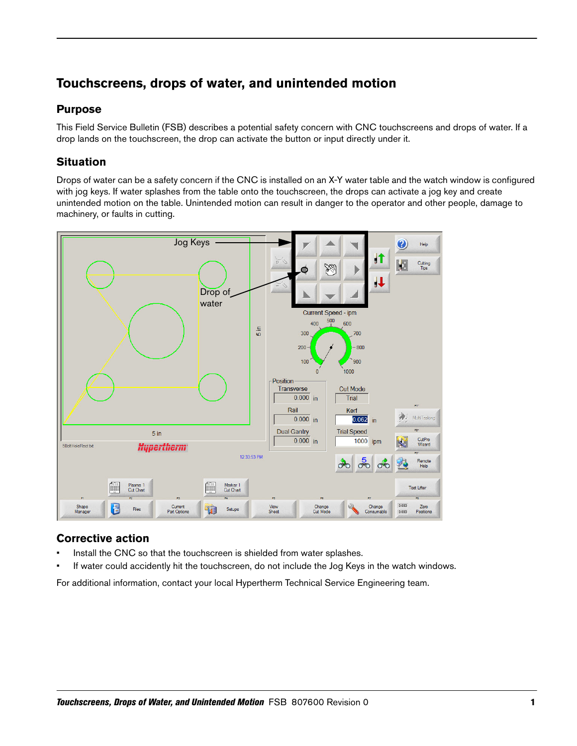## Touchscreens, drops of water, and unintended motion

### Purpose

This Field Service Bulletin (FSB) describes a potential safety concern with CNC touchscreens and drops of water. If a drop lands on the touchscreen, the drop can activate the button or input directly under it.

### Situation

Drops of water can be a safety concern if the CNC is installed on an X-Y water table and the watch window is configured with jog keys. If water splashes from the table onto the touchscreen, the drops can activate a jog key and create unintended motion on the table. Unintended motion can result in danger to the operator and other people, damage to machinery, or faults in cutting.

Jog Keys

Drop of water

### Corrective action

- Install the CNC so that the touchscreen is shielded from water splashes.
- If water could accidently hit the touchscreen, do not include the Jog Keys in the watch windows.

For additional information, contact your local Hypertherm Technical Service Engineering team.